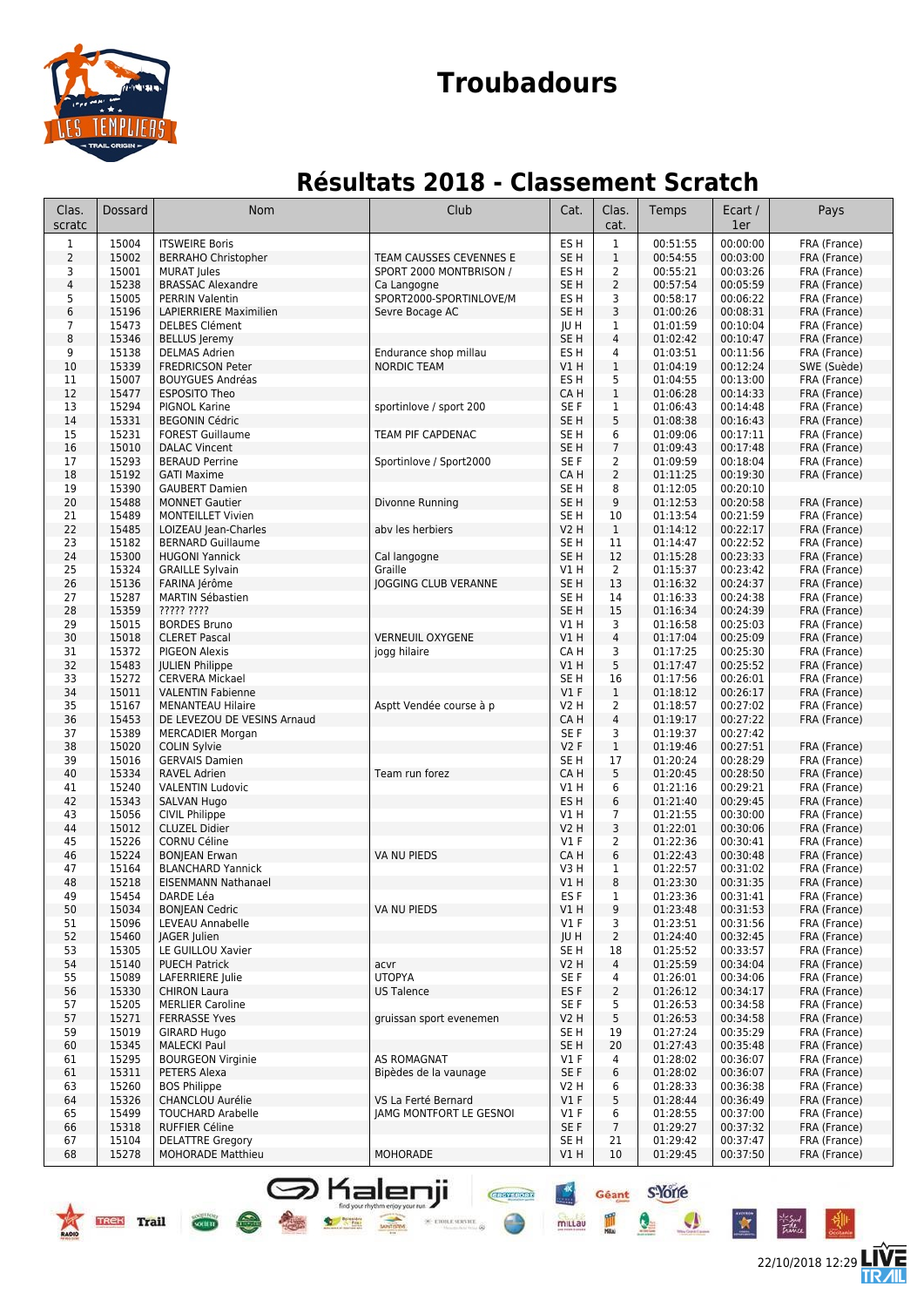# Troubadours

## Résultats 2018 - Classement Scratch

| Clas. scratc | Dossard | Nom | Club | Cat. | Clas. cat. | Temps | Ecart / 1er | Pays |
|---|---|---|---|---|---|---|---|---|
| 1 | 15004 | ITSWEIRE Boris | | ES H | 1 | 00:51:55 | 00:00:00 | FRA (France) |
| 2 | 15002 | BERRAHO Christopher | TEAM CAUSSES CEVENNES E | SE H | 1 | 00:54:55 | 00:03:00 | FRA (France) |
| 3 | 15001 | MURAT Jules | SPORT 2000 MONTBRISON / | ES H | 2 | 00:55:21 | 00:03:26 | FRA (France) |
| 4 | 15238 | BRASSAC Alexandre | Ca Langogne | SE H | 2 | 00:57:54 | 00:05:59 | FRA (France) |
| 5 | 15005 | PERRIN Valentin | SPORT2000-SPORTINLOVE/M | ES H | 3 | 00:58:17 | 00:06:22 | FRA (France) |
| 6 | 15196 | LAPIERRIERE Maximilien | Sevre Bocage AC | SE H | 3 | 01:00:26 | 00:08:31 | FRA (France) |
| 7 | 15473 | DELBES Clément | | JU H | 1 | 01:01:59 | 00:10:04 | FRA (France) |
| 8 | 15346 | BELLUS Jeremy | | SE H | 4 | 01:02:42 | 00:10:47 | FRA (France) |
| 9 | 15138 | DELMAS Adrien | Endurance shop millau | ES H | 4 | 01:03:51 | 00:11:56 | FRA (France) |
| 10 | 15339 | FREDRICSON Peter | NORDIC TEAM | V1 H | 1 | 01:04:19 | 00:12:24 | SWE (Suède) |
| 11 | 15007 | BOUYGUES Andréas | | ES H | 5 | 01:04:55 | 00:13:00 | FRA (France) |
| 12 | 15477 | ESPOSITO Theo | | CA H | 1 | 01:06:28 | 00:14:33 | FRA (France) |
| 13 | 15294 | PIGNOL Karine | sportinlove / sport 200 | SE F | 1 | 01:06:43 | 00:14:48 | FRA (France) |
| 14 | 15331 | BEGONIN Cédric | | SE H | 5 | 01:08:38 | 00:16:43 | FRA (France) |
| 15 | 15231 | FOREST Guillaume | TEAM PIF CAPDENAC | SE H | 6 | 01:09:06 | 00:17:11 | FRA (France) |
| 16 | 15010 | DALAC Vincent | | SE H | 7 | 01:09:43 | 00:17:48 | FRA (France) |
| 17 | 15293 | BERAUD Perrine | Sportinlove / Sport2000 | SE F | 2 | 01:09:59 | 00:18:04 | FRA (France) |
| 18 | 15192 | GATI Maxime | | CA H | 2 | 01:11:25 | 00:19:30 | FRA (France) |
| 19 | 15390 | GAUBERT Damien | | SE H | 8 | 01:12:05 | 00:20:10 | |
| 20 | 15488 | MONNET Gautier | Divonne Running | SE H | 9 | 01:12:53 | 00:20:58 | FRA (France) |
| 21 | 15489 | MONTEILLET Vivien | | SE H | 10 | 01:13:54 | 00:21:59 | FRA (France) |
| 22 | 15485 | LOIZEAU Jean-Charles | abv les herbiers | V2 H | 1 | 01:14:12 | 00:22:17 | FRA (France) |
| 23 | 15182 | BERNARD Guillaume | | SE H | 11 | 01:14:47 | 00:22:52 | FRA (France) |
| 24 | 15300 | HUGONI Yannick | Cal langogne | SE H | 12 | 01:15:28 | 00:23:33 | FRA (France) |
| 25 | 15324 | GRAILLE Sylvain | Graille | V1 H | 2 | 01:15:37 | 00:23:42 | FRA (France) |
| 26 | 15136 | FARINA Jérôme | JOGGING CLUB VERANNE | SE H | 13 | 01:16:32 | 00:24:37 | FRA (France) |
| 27 | 15287 | MARTIN Sébastien | | SE H | 14 | 01:16:33 | 00:24:38 | FRA (France) |
| 28 | 15359 | ????? ???? | | SE H | 15 | 01:16:34 | 00:24:39 | FRA (France) |
| 29 | 15015 | BORDES Bruno | | V1 H | 3 | 01:16:58 | 00:25:03 | FRA (France) |
| 30 | 15018 | CLERET Pascal | VERNEUIL OXYGENE | V1 H | 4 | 01:17:04 | 00:25:09 | FRA (France) |
| 31 | 15372 | PIGEON Alexis | jogg hilaire | CA H | 3 | 01:17:25 | 00:25:30 | FRA (France) |
| 32 | 15483 | JULIEN Philippe | | V1 H | 5 | 01:17:47 | 00:25:52 | FRA (France) |
| 33 | 15272 | CERVERA Mickael | | SE H | 16 | 01:17:56 | 00:26:01 | FRA (France) |
| 34 | 15011 | VALENTIN Fabienne | | V1 F | 1 | 01:18:12 | 00:26:17 | FRA (France) |
| 35 | 15167 | MENANTEAU Hilaire | Asptt Vendée course à p | V2 H | 2 | 01:18:57 | 00:27:02 | FRA (France) |
| 36 | 15453 | DE LEVEZOU DE VESINS Arnaud | | CA H | 4 | 01:19:17 | 00:27:22 | FRA (France) |
| 37 | 15389 | MERCADIER Morgan | | SE F | 3 | 01:19:37 | 00:27:42 | |
| 38 | 15020 | COLIN Sylvie | | V2 F | 1 | 01:19:46 | 00:27:51 | FRA (France) |
| 39 | 15016 | GERVAIS Damien | | SE H | 17 | 01:20:24 | 00:28:29 | FRA (France) |
| 40 | 15334 | RAVEL Adrien | Team run forez | CA H | 5 | 01:20:45 | 00:28:50 | FRA (France) |
| 41 | 15240 | VALENTIN Ludovic | | V1 H | 6 | 01:21:16 | 00:29:21 | FRA (France) |
| 42 | 15343 | SALVAN Hugo | | ES H | 6 | 01:21:40 | 00:29:45 | FRA (France) |
| 43 | 15056 | CIVIL Philippe | | V1 H | 7 | 01:21:55 | 00:30:00 | FRA (France) |
| 44 | 15012 | CLUZEL Didier | | V2 H | 3 | 01:22:01 | 00:30:06 | FRA (France) |
| 45 | 15226 | CORNU Céline | | V1 F | 2 | 01:22:36 | 00:30:41 | FRA (France) |
| 46 | 15224 | BONJEAN Erwan | VA NU PIEDS | CA H | 6 | 01:22:43 | 00:30:48 | FRA (France) |
| 47 | 15164 | BLANCHARD Yannick | | V3 H | 1 | 01:22:57 | 00:31:02 | FRA (France) |
| 48 | 15218 | EISENMANN Nathanael | | V1 H | 8 | 01:23:30 | 00:31:35 | FRA (France) |
| 49 | 15454 | DARDE Léa | | ES F | 1 | 01:23:36 | 00:31:41 | FRA (France) |
| 50 | 15034 | BONJEAN Cedric | VA NU PIEDS | V1 H | 9 | 01:23:48 | 00:31:53 | FRA (France) |
| 51 | 15096 | LEVEAU Annabelle | | V1 F | 3 | 01:23:51 | 00:31:56 | FRA (France) |
| 52 | 15460 | JAGER Julien | | JU H | 2 | 01:24:40 | 00:32:45 | FRA (France) |
| 53 | 15305 | LE GUILLOU Xavier | | SE H | 18 | 01:25:52 | 00:33:57 | FRA (France) |
| 54 | 15140 | PUECH Patrick | acvr | V2 H | 4 | 01:25:59 | 00:34:04 | FRA (France) |
| 55 | 15089 | LAFERRIERE Julie | UTOPYA | SE F | 4 | 01:26:01 | 00:34:06 | FRA (France) |
| 56 | 15330 | CHIRON Laura | US Talence | ES F | 2 | 01:26:12 | 00:34:17 | FRA (France) |
| 57 | 15205 | MERLIER Caroline | | SE F | 5 | 01:26:53 | 00:34:58 | FRA (France) |
| 57 | 15271 | FERRASSE Yves | gruissan sport evenemen | V2 H | 5 | 01:26:53 | 00:34:58 | FRA (France) |
| 59 | 15019 | GIRARD Hugo | | SE H | 19 | 01:27:24 | 00:35:29 | FRA (France) |
| 60 | 15345 | MALECKI Paul | | SE H | 20 | 01:27:43 | 00:35:48 | FRA (France) |
| 61 | 15295 | BOURGEON Virginie | AS ROMAGNAT | V1 F | 4 | 01:28:02 | 00:36:07 | FRA (France) |
| 61 | 15311 | PETERS Alexa | Bipèdes de la vaunage | SE F | 6 | 01:28:02 | 00:36:07 | FRA (France) |
| 63 | 15260 | BOS Philippe | | V2 H | 6 | 01:28:33 | 00:36:38 | FRA (France) |
| 64 | 15326 | CHANCLOU Aurélie | VS La Ferté Bernard | V1 F | 5 | 01:28:44 | 00:36:49 | FRA (France) |
| 65 | 15499 | TOUCHARD Arabelle | JAMG MONTFORT LE GESNOI | V1 F | 6 | 01:28:55 | 00:37:00 | FRA (France) |
| 66 | 15318 | RUFFIER Céline | | SE F | 7 | 01:29:27 | 00:37:32 | FRA (France) |
| 67 | 15104 | DELATTRE Gregory | | SE H | 21 | 01:29:42 | 00:37:47 | FRA (France) |
| 68 | 15278 | MOHORADE Matthieu | MOHORADE | V1 H | 10 | 01:29:45 | 00:37:50 | FRA (France) |

22/10/2018 12:29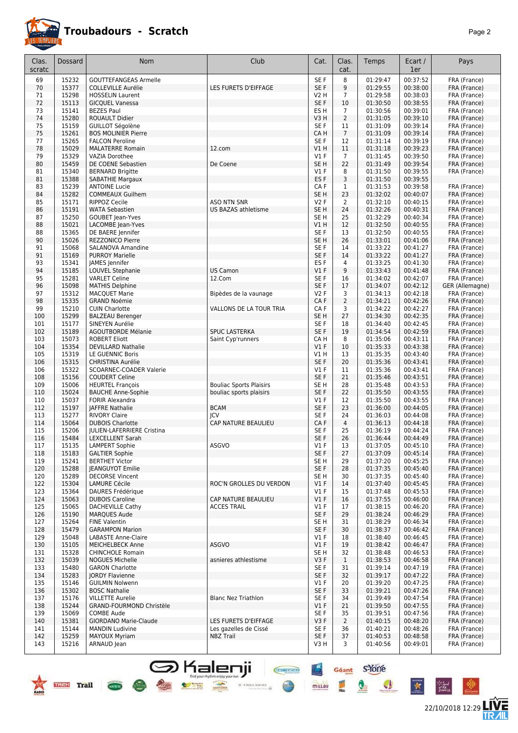# Troubadours - Scratch

| Clas. scratc | Dossard | Nom | Club | Cat. | Clas. cat. | Temps | Ecart / 1er | Pays |
|---|---|---|---|---|---|---|---|---|
| 69 | 15232 | GOUTTEFANGEAS Armelle | | SE F | 8 | 01:29:47 | 00:37:52 | FRA (France) |
| 70 | 15377 | COLLEVILLE Aurélie | LES FURETS D'EIFFAGE | SE F | 9 | 01:29:55 | 00:38:00 | FRA (France) |
| 71 | 15298 | HOSSELIN Laurent | | V2 H | 7 | 01:29:58 | 00:38:03 | FRA (France) |
| 72 | 15113 | GICQUEL Vanessa | | SE F | 10 | 01:30:50 | 00:38:55 | FRA (France) |
| 73 | 15141 | BEZES Paul | | ES H | 7 | 01:30:56 | 00:39:01 | FRA (France) |
| 74 | 15280 | ROUAULT Didier | | V3 H | 2 | 01:31:05 | 00:39:10 | FRA (France) |
| 75 | 15159 | GUILLOT Ségolène | | SE F | 11 | 01:31:09 | 00:39:14 | FRA (France) |
| 75 | 15261 | BOS MOLINIER Pierre | | CA H | 7 | 01:31:09 | 00:39:14 | FRA (France) |
| 77 | 15265 | FALCON Peroline | | SE F | 12 | 01:31:14 | 00:39:19 | FRA (France) |
| 78 | 15029 | MALATERRE Romain | 12.com | V1 H | 11 | 01:31:18 | 00:39:23 | FRA (France) |
| 79 | 15329 | VAZIA Dorothee | | V1 F | 7 | 01:31:45 | 00:39:50 | FRA (France) |
| 80 | 15459 | DE COENE Sebastien | De Coene | SE H | 22 | 01:31:49 | 00:39:54 | FRA (France) |
| 81 | 15340 | BERNARD Brigitte | | V1 F | 8 | 01:31:50 | 00:39:55 | FRA (France) |
| 81 | 15388 | SABATHIE Margaux | | ES F | 3 | 01:31:50 | 00:39:55 | |
| 83 | 15239 | ANTOINE Lucie | | CA F | 1 | 01:31:53 | 00:39:58 | FRA (France) |
| 84 | 15282 | COMMEAUX Guilhem | | SE H | 23 | 01:32:02 | 00:40:07 | FRA (France) |
| 85 | 15171 | RIPPOZ Cecile | ASO NTN SNR | V2 F | 2 | 01:32:10 | 00:40:15 | FRA (France) |
| 86 | 15191 | WATA Sebastien | US BAZAS athletisme | SE H | 24 | 01:32:26 | 00:40:31 | FRA (France) |
| 87 | 15250 | GOUBET Jean-Yves | | SE H | 25 | 01:32:29 | 00:40:34 | FRA (France) |
| 88 | 15021 | LACOMBE Jean-Yves | | V1 H | 12 | 01:32:50 | 00:40:55 | FRA (France) |
| 88 | 15365 | DE BAERE Jennifer | | SE F | 13 | 01:32:50 | 00:40:55 | FRA (France) |
| 90 | 15026 | REZZONICO Pierre | | SE H | 26 | 01:33:01 | 00:41:06 | FRA (France) |
| 91 | 15068 | SALANOVA Amandine | | SE F | 14 | 01:33:22 | 00:41:27 | FRA (France) |
| 91 | 15169 | PURROY Marielle | | SE F | 14 | 01:33:22 | 00:41:27 | FRA (France) |
| 93 | 15341 | JAMES Jennifer | | ES F | 4 | 01:33:25 | 00:41:30 | FRA (France) |
| 94 | 15185 | LOUVEL Stephanie | US Camon | V1 F | 9 | 01:33:43 | 00:41:48 | FRA (France) |
| 95 | 15281 | VARLET Celine | 12.Com | SE F | 16 | 01:34:02 | 00:42:07 | FRA (France) |
| 96 | 15098 | MATHIS Delphine | | SE F | 17 | 01:34:07 | 00:42:12 | GER (Allemagne) |
| 97 | 15312 | MACQUET Marie | Bipèdes de la vaunage | V2 F | 3 | 01:34:13 | 00:42:18 | FRA (France) |
| 98 | 15335 | GRAND Noémie | | CA F | 2 | 01:34:21 | 00:42:26 | FRA (France) |
| 99 | 15210 | CUIN Charlotte | VALLONS DE LA TOUR TRIA | CA F | 3 | 01:34:22 | 00:42:27 | FRA (France) |
| 100 | 15299 | BALZEAU Berenger | | SE H | 27 | 01:34:30 | 00:42:35 | FRA (France) |
| 101 | 15177 | SINEYEN Aurélie | | SE F | 18 | 01:34:40 | 00:42:45 | FRA (France) |
| 102 | 15189 | AGOUTBORDE Mélanie | SPUC LASTERKA | SE F | 19 | 01:34:54 | 00:42:59 | FRA (France) |
| 103 | 15073 | ROBERT Eliott | Saint Cyp'runners | CA H | 8 | 01:35:06 | 00:43:11 | FRA (France) |
| 104 | 15354 | DEVILLARD Nathalie | | V1 F | 10 | 01:35:33 | 00:43:38 | FRA (France) |
| 105 | 15319 | LE GUENNIC Boris | | V1 H | 13 | 01:35:35 | 00:43:40 | FRA (France) |
| 106 | 15315 | CHRISTINA Aurélie | | SE F | 20 | 01:35:36 | 00:43:41 | FRA (France) |
| 106 | 15322 | SCOARNEC-COADER Valerie | | V1 F | 11 | 01:35:36 | 00:43:41 | FRA (France) |
| 108 | 15156 | COUDERT Celine | | SE F | 21 | 01:35:46 | 00:43:51 | FRA (France) |
| 109 | 15006 | HEURTEL François | Bouliac Sports Plaisirs | SE H | 28 | 01:35:48 | 00:43:53 | FRA (France) |
| 110 | 15024 | BAUCHE Anne-Sophie | bouliac sports plaisirs | SE F | 22 | 01:35:50 | 00:43:55 | FRA (France) |
| 110 | 15037 | FORIR Alexandra | | V1 F | 12 | 01:35:50 | 00:43:55 | FRA (France) |
| 112 | 15197 | JAFFRE Nathalie | BCAM | SE F | 23 | 01:36:00 | 00:44:05 | FRA (France) |
| 113 | 15277 | RIVORY Claire | JCV | SE F | 24 | 01:36:03 | 00:44:08 | FRA (France) |
| 114 | 15064 | DUBOIS Charlotte | CAP NATURE BEAULIEU | CA F | 4 | 01:36:13 | 00:44:18 | FRA (France) |
| 115 | 15206 | JULIEN-LAFERRIERE Cristina | | SE F | 25 | 01:36:19 | 00:44:24 | FRA (France) |
| 116 | 15484 | LEXCELLENT Sarah | | SE F | 26 | 01:36:44 | 00:44:49 | FRA (France) |
| 117 | 15135 | LAMPERT Sophie | ASGVO | V1 F | 13 | 01:37:05 | 00:45:10 | FRA (France) |
| 118 | 15183 | GALTIER Sophie | | SE F | 27 | 01:37:09 | 00:45:14 | FRA (France) |
| 119 | 15241 | BERTHET Victor | | SE H | 29 | 01:37:20 | 00:45:25 | FRA (France) |
| 120 | 15288 | JEANGUYOT Emilie | | SE F | 28 | 01:37:35 | 00:45:40 | FRA (France) |
| 120 | 15289 | DECORSE Vincent | | SE H | 30 | 01:37:35 | 00:45:40 | FRA (France) |
| 122 | 15304 | LAMURE Cécile | ROC'N GROLLES DU VERDON | V1 F | 14 | 01:37:40 | 00:45:45 | FRA (France) |
| 123 | 15364 | DAURES Frédérique | | V1 F | 15 | 01:37:48 | 00:45:53 | FRA (France) |
| 124 | 15063 | DUBOIS Caroline | CAP NATURE BEAULIEU | V1 F | 16 | 01:37:55 | 00:46:00 | FRA (France) |
| 125 | 15065 | DACHEVILLE Cathy | ACCES TRAIL | V1 F | 17 | 01:38:15 | 00:46:20 | FRA (France) |
| 126 | 15190 | MARQUES Aude | | SE F | 29 | 01:38:24 | 00:46:29 | FRA (France) |
| 127 | 15264 | FINE Valentin | | SE H | 31 | 01:38:29 | 00:46:34 | FRA (France) |
| 128 | 15479 | GARAMPON Marion | | SE F | 30 | 01:38:37 | 00:46:42 | FRA (France) |
| 129 | 15048 | LABASTE Anne-Claire | | V1 F | 18 | 01:38:40 | 00:46:45 | FRA (France) |
| 130 | 15105 | MEICHELBECK Anne | ASGVO | V1 F | 19 | 01:38:42 | 00:46:47 | FRA (France) |
| 131 | 15328 | CHINCHOLE Romain | | SE H | 32 | 01:38:48 | 00:46:53 | FRA (France) |
| 132 | 15039 | NOGUES Michelle | asnieres athlestisme | V3 F | 1 | 01:38:53 | 00:46:58 | FRA (France) |
| 133 | 15480 | GARON Charlotte | | SE F | 31 | 01:39:14 | 00:47:19 | FRA (France) |
| 134 | 15283 | JORDY Flavienne | | SE F | 32 | 01:39:17 | 00:47:22 | FRA (France) |
| 135 | 15146 | GUILMIN Nolwenn | | V1 F | 20 | 01:39:20 | 00:47:25 | FRA (France) |
| 136 | 15302 | BOSC Nathalie | | SE F | 33 | 01:39:21 | 00:47:26 | FRA (France) |
| 137 | 15176 | VILLETTE Aurelie | Blanc Nez Triathlon | SE F | 34 | 01:39:49 | 00:47:54 | FRA (France) |
| 138 | 15244 | GRAND-FOURMOND Christèle | | V1 F | 21 | 01:39:50 | 00:47:55 | FRA (France) |
| 139 | 15069 | COMBE Aude | | SE F | 35 | 01:39:51 | 00:47:56 | FRA (France) |
| 140 | 15381 | GIORDANO Marie-Claude | LES FURETS D'EIFFAGE | V3 F | 2 | 01:40:15 | 00:48:20 | FRA (France) |
| 141 | 15144 | MANDIN Ludivine | Les gazelles de Cissé | SE F | 36 | 01:40:21 | 00:48:26 | FRA (France) |
| 142 | 15259 | MAYOUX Myriam | NBZ Trail | SE F | 37 | 01:40:53 | 00:48:58 | FRA (France) |
| 143 | 15216 | ARNAUD Jean | | V3 H | 3 | 01:40:56 | 00:49:01 | FRA (France) |

22/10/2018 12:29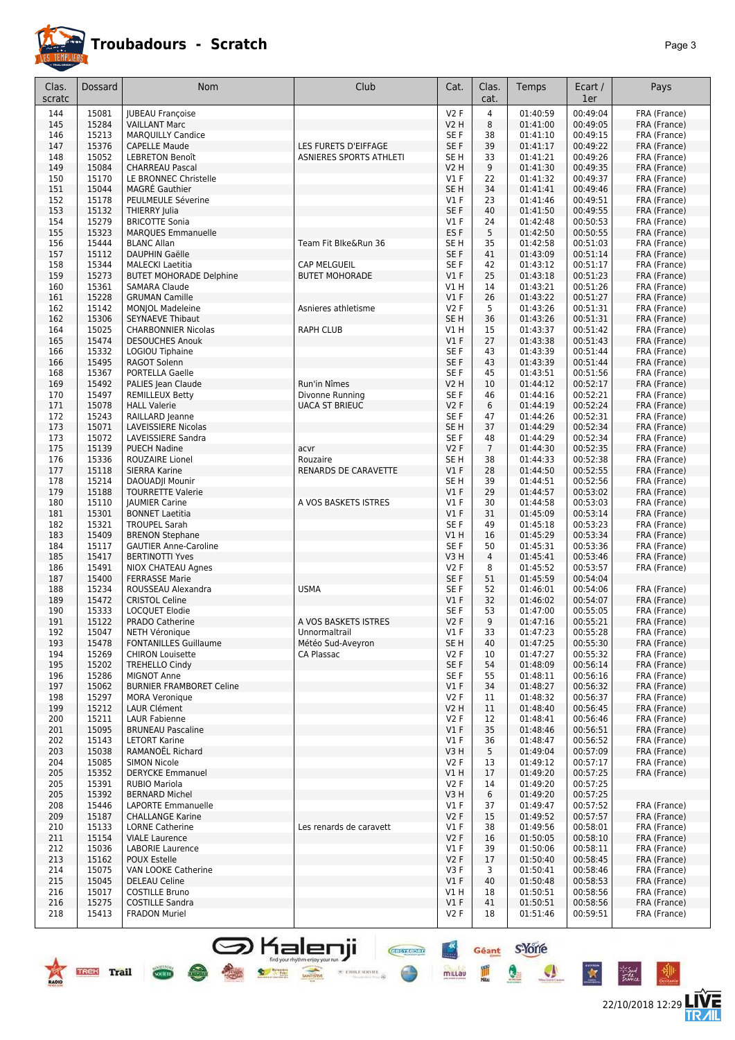# Troubadours - Scratch

| Clas. scratc | Dossard | Nom | Club | Cat. | Clas. cat. | Temps | Ecart / 1er | Pays |
|---|---|---|---|---|---|---|---|---|
| 144 | 15081 | JUBEAU Françoise | | V2 F | 4 | 01:40:59 | 00:49:04 | FRA (France) |
| 145 | 15284 | VAILLANT Marc | | V2 H | 8 | 01:41:00 | 00:49:05 | FRA (France) |
| 146 | 15213 | MARQUILLY Candice | | SE F | 38 | 01:41:10 | 00:49:15 | FRA (France) |
| 147 | 15376 | CAPELLE Maude | LES FURETS D'EIFFAGE | SE F | 39 | 01:41:17 | 00:49:22 | FRA (France) |
| 148 | 15052 | LEBRETON Benoît | ASNIERES SPORTS ATHLETI | SE H | 33 | 01:41:21 | 00:49:26 | FRA (France) |
| 149 | 15084 | CHARREAU Pascal | | V2 H | 9 | 01:41:30 | 00:49:35 | FRA (France) |
| 150 | 15170 | LE BRONNEC Christelle | | V1 F | 22 | 01:41:32 | 00:49:37 | FRA (France) |
| 151 | 15044 | MAGRÉ Gauthier | | SE H | 34 | 01:41:41 | 00:49:46 | FRA (France) |
| 152 | 15178 | PEULMEULE Séverine | | V1 F | 23 | 01:41:46 | 00:49:51 | FRA (France) |
| 153 | 15132 | THIERRY Julia | | SE F | 40 | 01:41:50 | 00:49:55 | FRA (France) |
| 154 | 15279 | BRICOTTE Sonia | | V1 F | 24 | 01:42:48 | 00:50:53 | FRA (France) |
| 155 | 15323 | MARQUES Emmanuelle | | ES F | 5 | 01:42:50 | 00:50:55 | FRA (France) |
| 156 | 15444 | BLANC Allan | Team Fit BIke&Run 36 | SE H | 35 | 01:42:58 | 00:51:03 | FRA (France) |
| 157 | 15112 | DAUPHIN Gaëlle | | SE F | 41 | 01:43:09 | 00:51:14 | FRA (France) |
| 158 | 15344 | MALECKI Laetitia | CAP MELGUEIL | SE F | 42 | 01:43:12 | 00:51:17 | FRA (France) |
| 159 | 15273 | BUTET MOHORADE Delphine | BUTET MOHORADE | V1 F | 25 | 01:43:18 | 00:51:23 | FRA (France) |
| 160 | 15361 | SAMARA Claude | | V1 H | 14 | 01:43:21 | 00:51:26 | FRA (France) |
| 161 | 15228 | GRUMAN Camille | | V1 F | 26 | 01:43:22 | 00:51:27 | FRA (France) |
| 162 | 15142 | MONJOL Madeleine | Asnieres athletisme | V2 F | 5 | 01:43:26 | 00:51:31 | FRA (France) |
| 162 | 15306 | SEYNAEVE Thibaut | | SE H | 36 | 01:43:26 | 00:51:31 | FRA (France) |
| 164 | 15025 | CHARBONNIER Nicolas | RAPH CLUB | V1 H | 15 | 01:43:37 | 00:51:42 | FRA (France) |
| 165 | 15474 | DESOUCHES Anouk | | V1 F | 27 | 01:43:38 | 00:51:43 | FRA (France) |
| 166 | 15332 | LOGIOU Tiphaine | | SE F | 43 | 01:43:39 | 00:51:44 | FRA (France) |
| 166 | 15495 | RAGOT Solenn | | SE F | 43 | 01:43:39 | 00:51:44 | FRA (France) |
| 168 | 15367 | PORTELLA Gaelle | | SE F | 45 | 01:43:51 | 00:51:56 | FRA (France) |
| 169 | 15492 | PALIES Jean Claude | Run'in Nîmes | V2 H | 10 | 01:44:12 | 00:52:17 | FRA (France) |
| 170 | 15497 | REMILLEUX Betty | Divonne Running | SE F | 46 | 01:44:16 | 00:52:21 | FRA (France) |
| 171 | 15078 | HALL Valerie | UACA ST BRIEUC | V2 F | 6 | 01:44:19 | 00:52:24 | FRA (France) |
| 172 | 15243 | RAILLARD Jeanne | | SE F | 47 | 01:44:26 | 00:52:31 | FRA (France) |
| 173 | 15071 | LAVEISSIERE Nicolas | | SE H | 37 | 01:44:29 | 00:52:34 | FRA (France) |
| 173 | 15072 | LAVEISSIERE Sandra | | SE F | 48 | 01:44:29 | 00:52:34 | FRA (France) |
| 175 | 15139 | PUECH Nadine | acvr | V2 F | 7 | 01:44:30 | 00:52:35 | FRA (France) |
| 176 | 15336 | ROUZAIRE Lionel | Rouzaire | SE H | 38 | 01:44:33 | 00:52:38 | FRA (France) |
| 177 | 15118 | SIERRA Karine | RENARDS DE CARAVETTE | V1 F | 28 | 01:44:50 | 00:52:55 | FRA (France) |
| 178 | 15214 | DAOUADJI Mounir | | SE H | 39 | 01:44:51 | 00:52:56 | FRA (France) |
| 179 | 15188 | TOURRETTE Valerie | | V1 F | 29 | 01:44:57 | 00:53:02 | FRA (France) |
| 180 | 15110 | JAUMIER Carine | A VOS BASKETS ISTRES | V1 F | 30 | 01:44:58 | 00:53:03 | FRA (France) |
| 181 | 15301 | BONNET Laetitia | | V1 F | 31 | 01:45:09 | 00:53:14 | FRA (France) |
| 182 | 15321 | TROUPEL Sarah | | SE F | 49 | 01:45:18 | 00:53:23 | FRA (France) |
| 183 | 15409 | BRENON Stephane | | V1 H | 16 | 01:45:29 | 00:53:34 | FRA (France) |
| 184 | 15117 | GAUTIER Anne-Caroline | | SE F | 50 | 01:45:31 | 00:53:36 | FRA (France) |
| 185 | 15417 | BERTINOTTI Yves | | V3 H | 4 | 01:45:41 | 00:53:46 | FRA (France) |
| 186 | 15491 | NIOX CHATEAU Agnes | | V2 F | 8 | 01:45:52 | 00:53:57 | FRA (France) |
| 187 | 15400 | FERRASSE Marie | | SE F | 51 | 01:45:59 | 00:54:04 | |
| 188 | 15234 | ROUSSEAU Alexandra | USMA | SE F | 52 | 01:46:01 | 00:54:06 | FRA (France) |
| 189 | 15472 | CRISTOL Celine | | V1 F | 32 | 01:46:02 | 00:54:07 | FRA (France) |
| 190 | 15333 | LOCQUET Elodie | | SE F | 53 | 01:47:00 | 00:55:05 | FRA (France) |
| 191 | 15122 | PRADO Catherine | A VOS BASKETS ISTRES | V2 F | 9 | 01:47:16 | 00:55:21 | FRA (France) |
| 192 | 15047 | NETH Véronique | Unnormaltrail | V1 F | 33 | 01:47:23 | 00:55:28 | FRA (France) |
| 193 | 15478 | FONTANILLES Guillaume | Météo Sud-Aveyron | SE H | 40 | 01:47:25 | 00:55:30 | FRA (France) |
| 194 | 15269 | CHIRON Louisette | CA Plassac | V2 F | 10 | 01:47:27 | 00:55:32 | FRA (France) |
| 195 | 15202 | TREHELLO Cindy | | SE F | 54 | 01:48:09 | 00:56:14 | FRA (France) |
| 196 | 15286 | MIGNOT Anne | | SE F | 55 | 01:48:11 | 00:56:16 | FRA (France) |
| 197 | 15062 | BURNIER FRAMBORET Celine | | V1 F | 34 | 01:48:27 | 00:56:32 | FRA (France) |
| 198 | 15297 | MORA Veronique | | V2 F | 11 | 01:48:32 | 00:56:37 | FRA (France) |
| 199 | 15212 | LAUR Clément | | V2 H | 11 | 01:48:40 | 00:56:45 | FRA (France) |
| 200 | 15211 | LAUR Fabienne | | V2 F | 12 | 01:48:41 | 00:56:46 | FRA (France) |
| 201 | 15095 | BRUNEAU Pascaline | | V1 F | 35 | 01:48:46 | 00:56:51 | FRA (France) |
| 202 | 15143 | LETORT Karine | | V1 F | 36 | 01:48:47 | 00:56:52 | FRA (France) |
| 203 | 15038 | RAMANOËL Richard | | V3 H | 5 | 01:49:04 | 00:57:09 | FRA (France) |
| 204 | 15085 | SIMON Nicole | | V2 F | 13 | 01:49:12 | 00:57:17 | FRA (France) |
| 205 | 15352 | DERYCKE Emmanuel | | V1 H | 17 | 01:49:20 | 00:57:25 | FRA (France) |
| 205 | 15391 | RUBIO Mariola | | V2 F | 14 | 01:49:20 | 00:57:25 | |
| 205 | 15392 | BERNARD Michel | | V3 H | 6 | 01:49:20 | 00:57:25 | |
| 208 | 15446 | LAPORTE Emmanuelle | | V1 F | 37 | 01:49:47 | 00:57:52 | FRA (France) |
| 209 | 15187 | CHALLANGE Karine | | V2 F | 15 | 01:49:52 | 00:57:57 | FRA (France) |
| 210 | 15133 | LORNE Catherine | Les renards de caravett | V1 F | 38 | 01:49:56 | 00:58:01 | FRA (France) |
| 211 | 15154 | VIALE Laurence | | V2 F | 16 | 01:50:05 | 00:58:10 | FRA (France) |
| 212 | 15036 | LABORIE Laurence | | V1 F | 39 | 01:50:06 | 00:58:11 | FRA (France) |
| 213 | 15162 | POUX Estelle | | V2 F | 17 | 01:50:40 | 00:58:45 | FRA (France) |
| 214 | 15075 | VAN LOOKE Catherine | | V3 F | 3 | 01:50:41 | 00:58:46 | FRA (France) |
| 215 | 15045 | DELEAU Celine | | V1 F | 40 | 01:50:48 | 00:58:53 | FRA (France) |
| 216 | 15017 | COSTILLE Bruno | | V1 H | 18 | 01:50:51 | 00:58:56 | FRA (France) |
| 216 | 15275 | COSTILLE Sandra | | V1 F | 41 | 01:50:51 | 00:58:56 | FRA (France) |
| 218 | 15413 | FRADON Muriel | | V2 F | 18 | 01:51:46 | 00:59:51 | FRA (France) |

22/10/2018 12:29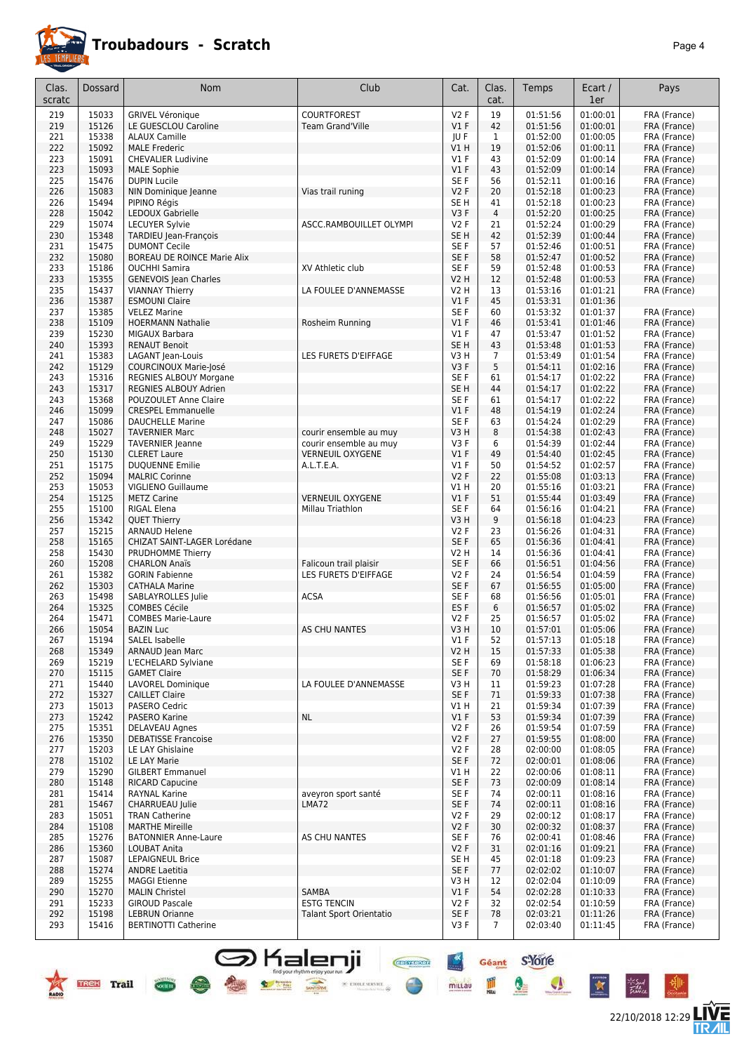# Troubadours - Scratch

| Clas. scratc | Dossard | Nom | Club | Cat. | Clas. cat. | Temps | Ecart / 1er | Pays |
|---|---|---|---|---|---|---|---|---|
| 219 | 15033 | GRIVEL Véronique | COURTFOREST | V2 F | 19 | 01:51:56 | 01:00:01 | FRA (France) |
| 219 | 15126 | LE GUESCLOU Caroline | Team Grand'Ville | V1 F | 42 | 01:51:56 | 01:00:01 | FRA (France) |
| 221 | 15338 | ALAUX Camille | | JU F | 1 | 01:52:00 | 01:00:05 | FRA (France) |
| 222 | 15092 | MALE Frederic | | V1 H | 19 | 01:52:06 | 01:00:11 | FRA (France) |
| 223 | 15091 | CHEVALIER Ludivine | | V1 F | 43 | 01:52:09 | 01:00:14 | FRA (France) |
| 223 | 15093 | MALE Sophie | | V1 F | 43 | 01:52:09 | 01:00:14 | FRA (France) |
| 225 | 15476 | DUPIN Lucile | | SE F | 56 | 01:52:11 | 01:00:16 | FRA (France) |
| 226 | 15083 | NIN Dominique Jeanne | Vias trail runing | V2 F | 20 | 01:52:18 | 01:00:23 | FRA (France) |
| 226 | 15494 | PIPINO Régis | | SE H | 41 | 01:52:18 | 01:00:23 | FRA (France) |
| 228 | 15042 | LEDOUX Gabrielle | | V3 F | 4 | 01:52:20 | 01:00:25 | FRA (France) |
| 229 | 15074 | LECUYER Sylvie | ASCC.RAMBOUILLET OLYMPI | V2 F | 21 | 01:52:24 | 01:00:29 | FRA (France) |
| 230 | 15348 | TARDIEU Jean-François | | SE H | 42 | 01:52:39 | 01:00:44 | FRA (France) |
| 231 | 15475 | DUMONT Cecile | | SE F | 57 | 01:52:46 | 01:00:51 | FRA (France) |
| 232 | 15080 | BOREAU DE ROINCE Marie Alix | | SE F | 58 | 01:52:47 | 01:00:52 | FRA (France) |
| 233 | 15186 | OUCHHI Samira | XV Athletic club | SE F | 59 | 01:52:48 | 01:00:53 | FRA (France) |
| 233 | 15355 | GENEVOIS Jean Charles | | V2 H | 12 | 01:52:48 | 01:00:53 | FRA (France) |
| 235 | 15437 | VIANNAY Thierry | LA FOULEE D'ANNEMASSE | V2 H | 13 | 01:53:16 | 01:01:21 | FRA (France) |
| 236 | 15387 | ESMOUNI Claire | | V1 F | 45 | 01:53:31 | 01:01:36 | |
| 237 | 15385 | VELEZ Marine | | SE F | 60 | 01:53:32 | 01:01:37 | FRA (France) |
| 238 | 15109 | HOERMANN Nathalie | Rosheim Running | V1 F | 46 | 01:53:41 | 01:01:46 | FRA (France) |
| 239 | 15230 | MIGAUX Barbara | | V1 F | 47 | 01:53:47 | 01:01:52 | FRA (France) |
| 240 | 15393 | RENAUT Benoit | | SE H | 43 | 01:53:48 | 01:01:53 | FRA (France) |
| 241 | 15383 | LAGANT Jean-Louis | LES FURETS D'EIFFAGE | V3 H | 7 | 01:53:49 | 01:01:54 | FRA (France) |
| 242 | 15129 | COURCINOUX Marie-José | | V3 F | 5 | 01:54:11 | 01:02:16 | FRA (France) |
| 243 | 15316 | REGNIES ALBOUY Morgane | | SE F | 61 | 01:54:17 | 01:02:22 | FRA (France) |
| 243 | 15317 | REGNIES ALBOUY Adrien | | SE H | 44 | 01:54:17 | 01:02:22 | FRA (France) |
| 243 | 15368 | POUZOULET Anne Claire | | SE F | 61 | 01:54:17 | 01:02:22 | FRA (France) |
| 246 | 15099 | CRESPEL Emmanuelle | | V1 F | 48 | 01:54:19 | 01:02:24 | FRA (France) |
| 247 | 15086 | DAUCHELLE Marine | | SE F | 63 | 01:54:24 | 01:02:29 | FRA (France) |
| 248 | 15027 | TAVERNIER Marc | courir ensemble au muy | V3 H | 8 | 01:54:38 | 01:02:43 | FRA (France) |
| 249 | 15229 | TAVERNIER Jeanne | courir ensemble au muy | V3 F | 6 | 01:54:39 | 01:02:44 | FRA (France) |
| 250 | 15130 | CLERET Laure | VERNEUIL OXYGENE | V1 F | 49 | 01:54:40 | 01:02:45 | FRA (France) |
| 251 | 15175 | DUQUENNE Emilie | A.L.T.E.A. | V1 F | 50 | 01:54:52 | 01:02:57 | FRA (France) |
| 252 | 15094 | MALRIC Corinne | | V2 F | 22 | 01:55:08 | 01:03:13 | FRA (France) |
| 253 | 15053 | VIGLIENO Guillaume | | V1 H | 20 | 01:55:16 | 01:03:21 | FRA (France) |
| 254 | 15125 | METZ Carine | VERNEUIL OXYGENE | V1 F | 51 | 01:55:44 | 01:03:49 | FRA (France) |
| 255 | 15100 | RIGAL Elena | Millau Triathlon | SE F | 64 | 01:56:16 | 01:04:21 | FRA (France) |
| 256 | 15342 | QUET Thierry | | V3 H | 9 | 01:56:18 | 01:04:23 | FRA (France) |
| 257 | 15215 | ARNAUD Helene | | V2 F | 23 | 01:56:26 | 01:04:31 | FRA (France) |
| 258 | 15165 | CHIZAT SAINT-LAGER Lorédane | | SE F | 65 | 01:56:36 | 01:04:41 | FRA (France) |
| 258 | 15430 | PRUDHOMME Thierry | | V2 H | 14 | 01:56:36 | 01:04:41 | FRA (France) |
| 260 | 15208 | CHARLON Anaïs | Falicoun trail plaisir | SE F | 66 | 01:56:51 | 01:04:56 | FRA (France) |
| 261 | 15382 | GORIN Fabienne | LES FURETS D'EIFFAGE | V2 F | 24 | 01:56:54 | 01:04:59 | FRA (France) |
| 262 | 15303 | CATHALA Marine | | SE F | 67 | 01:56:55 | 01:05:00 | FRA (France) |
| 263 | 15498 | SABLAYROLLES Julie | ACSA | SE F | 68 | 01:56:56 | 01:05:01 | FRA (France) |
| 264 | 15325 | COMBES Cécile | | ES F | 6 | 01:56:57 | 01:05:02 | FRA (France) |
| 264 | 15471 | COMBES Marie-Laure | | V2 F | 25 | 01:56:57 | 01:05:02 | FRA (France) |
| 266 | 15054 | BAZIN Luc | AS CHU NANTES | V3 H | 10 | 01:57:01 | 01:05:06 | FRA (France) |
| 267 | 15194 | SALEL Isabelle | | V1 F | 52 | 01:57:13 | 01:05:18 | FRA (France) |
| 268 | 15349 | ARNAUD Jean Marc | | V2 H | 15 | 01:57:33 | 01:05:38 | FRA (France) |
| 269 | 15219 | L'ECHELARD Sylviane | | SE F | 69 | 01:58:18 | 01:06:23 | FRA (France) |
| 270 | 15115 | GAMET Claire | | SE F | 70 | 01:58:29 | 01:06:34 | FRA (France) |
| 271 | 15440 | LAVOREL Dominique | LA FOULEE D'ANNEMASSE | V3 H | 11 | 01:59:23 | 01:07:28 | FRA (France) |
| 272 | 15327 | CAILLET Claire | | SE F | 71 | 01:59:33 | 01:07:38 | FRA (France) |
| 273 | 15013 | PASERO Cedric | | V1 H | 21 | 01:59:34 | 01:07:39 | FRA (France) |
| 273 | 15242 | PASERO Karine | NL | V1 F | 53 | 01:59:34 | 01:07:39 | FRA (France) |
| 275 | 15351 | DELAVEAU Agnes | | V2 F | 26 | 01:59:54 | 01:07:59 | FRA (France) |
| 276 | 15350 | DEBATISSE Francoise | | V2 F | 27 | 01:59:55 | 01:08:00 | FRA (France) |
| 277 | 15203 | LE LAY Ghislaine | | V2 F | 28 | 02:00:00 | 01:08:05 | FRA (France) |
| 278 | 15102 | LE LAY Marie | | SE F | 72 | 02:00:01 | 01:08:06 | FRA (France) |
| 279 | 15290 | GILBERT Emmanuel | | V1 H | 22 | 02:00:06 | 01:08:11 | FRA (France) |
| 280 | 15148 | RICARD Capucine | | SE F | 73 | 02:00:09 | 01:08:14 | FRA (France) |
| 281 | 15414 | RAYNAL Karine | aveyron sport santé | SE F | 74 | 02:00:11 | 01:08:16 | FRA (France) |
| 281 | 15467 | CHARRUEAU Julie | LMA72 | SE F | 74 | 02:00:11 | 01:08:16 | FRA (France) |
| 283 | 15051 | TRAN Catherine | | V2 F | 29 | 02:00:12 | 01:08:17 | FRA (France) |
| 284 | 15108 | MARTHE Mireille | | V2 F | 30 | 02:00:32 | 01:08:37 | FRA (France) |
| 285 | 15276 | BATONNIER Anne-Laure | AS CHU NANTES | SE F | 76 | 02:00:41 | 01:08:46 | FRA (France) |
| 286 | 15360 | LOUBAT Anita | | V2 F | 31 | 02:01:16 | 01:09:21 | FRA (France) |
| 287 | 15087 | LEPAIGNEUL Brice | | SE H | 45 | 02:01:18 | 01:09:23 | FRA (France) |
| 288 | 15274 | ANDRE Laetitia | | SE F | 77 | 02:02:02 | 01:10:07 | FRA (France) |
| 289 | 15255 | MAGGI Etienne | | V3 H | 12 | 02:02:04 | 01:10:09 | FRA (France) |
| 290 | 15270 | MALIN Christel | SAMBA | V1 F | 54 | 02:02:28 | 01:10:33 | FRA (France) |
| 291 | 15233 | GIROUD Pascale | ESTG TENCIN | V2 F | 32 | 02:02:54 | 01:10:59 | FRA (France) |
| 292 | 15198 | LEBRUN Orianne | Talant Sport Orientatio | SE F | 78 | 02:03:21 | 01:11:26 | FRA (France) |
| 293 | 15416 | BERTINOTTI Catherine | | V3 F | 7 | 02:03:40 | 01:11:45 | FRA (France) |

22/10/2018 12:29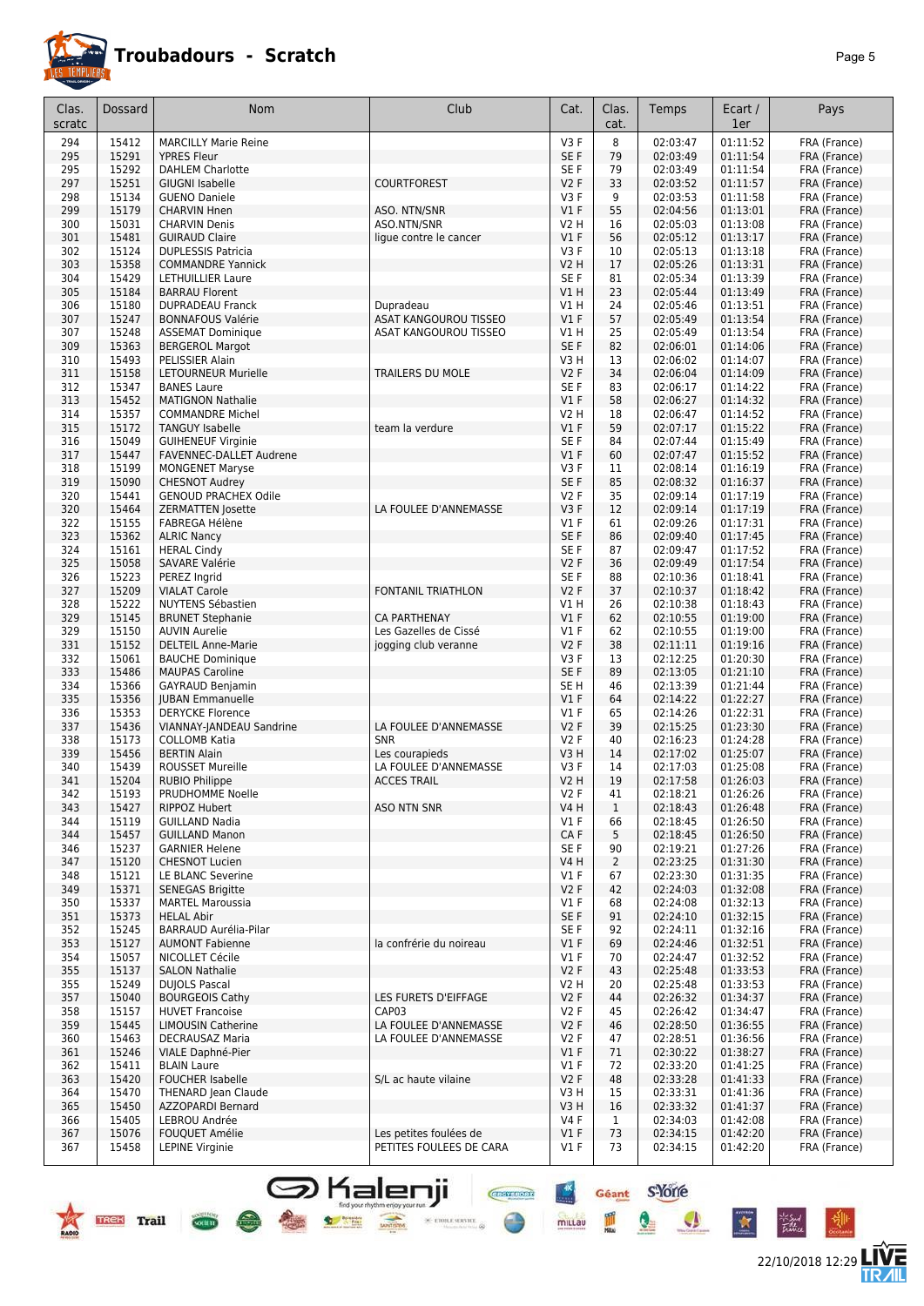# Troubadours - Scratch

| Clas. scratc | Dossard | Nom | Club | Cat. | Clas. cat. | Temps | Ecart / 1er | Pays |
|---|---|---|---|---|---|---|---|---|
| 294 | 15412 | MARCILLY Marie Reine | | V3 F | 8 | 02:03:47 | 01:11:52 | FRA (France) |
| 295 | 15291 | YPRES Fleur | | SE F | 79 | 02:03:49 | 01:11:54 | FRA (France) |
| 295 | 15292 | DAHLEM Charlotte | | SE F | 79 | 02:03:49 | 01:11:54 | FRA (France) |
| 297 | 15251 | GIUGNI Isabelle | COURTFOREST | V2 F | 33 | 02:03:52 | 01:11:57 | FRA (France) |
| 298 | 15134 | GUENO Daniele | | V3 F | 9 | 02:03:53 | 01:11:58 | FRA (France) |
| 299 | 15179 | CHARVIN Hnen | ASO. NTN/SNR | V1 F | 55 | 02:04:56 | 01:13:01 | FRA (France) |
| 300 | 15031 | CHARVIN Denis | ASO.NTN/SNR | V2 H | 16 | 02:05:03 | 01:13:08 | FRA (France) |
| 301 | 15481 | GUIRAUD Claire | ligue contre le cancer | V1 F | 56 | 02:05:12 | 01:13:17 | FRA (France) |
| 302 | 15124 | DUPLESSIS Patricia | | V3 F | 10 | 02:05:13 | 01:13:18 | FRA (France) |
| 303 | 15358 | COMMANDRE Yannick | | V2 H | 17 | 02:05:26 | 01:13:31 | FRA (France) |
| 304 | 15429 | LETHUILLIER Laure | | SE F | 81 | 02:05:34 | 01:13:39 | FRA (France) |
| 305 | 15184 | BARRAU Florent | | V1 H | 23 | 02:05:44 | 01:13:49 | FRA (France) |
| 306 | 15180 | DUPRADEAU Franck | Dupradeau | V1 H | 24 | 02:05:46 | 01:13:51 | FRA (France) |
| 307 | 15247 | BONNAFOUS Valérie | ASAT KANGOUROU TISSEO | V1 F | 57 | 02:05:49 | 01:13:54 | FRA (France) |
| 307 | 15248 | ASSEMAT Dominique | ASAT KANGOUROU TISSEO | V1 H | 25 | 02:05:49 | 01:13:54 | FRA (France) |
| 309 | 15363 | BERGEROL Margot | | SE F | 82 | 02:06:01 | 01:14:06 | FRA (France) |
| 310 | 15493 | PELISSIER Alain | | V3 H | 13 | 02:06:02 | 01:14:07 | FRA (France) |
| 311 | 15158 | LETOURNEUR Murielle | TRAILERS DU MOLE | V2 F | 34 | 02:06:04 | 01:14:09 | FRA (France) |
| 312 | 15347 | BANES Laure | | SE F | 83 | 02:06:17 | 01:14:22 | FRA (France) |
| 313 | 15452 | MATIGNON Nathalie | | V1 F | 58 | 02:06:27 | 01:14:32 | FRA (France) |
| 314 | 15357 | COMMANDRE Michel | | V2 H | 18 | 02:06:47 | 01:14:52 | FRA (France) |
| 315 | 15172 | TANGUY Isabelle | team la verdure | V1 F | 59 | 02:07:17 | 01:15:22 | FRA (France) |
| 316 | 15049 | GUIHENEUF Virginie | | SE F | 84 | 02:07:44 | 01:15:49 | FRA (France) |
| 317 | 15447 | FAVENNEC-DALLET Audrene | | V1 F | 60 | 02:07:47 | 01:15:52 | FRA (France) |
| 318 | 15199 | MONGENET Maryse | | V3 F | 11 | 02:08:14 | 01:16:19 | FRA (France) |
| 319 | 15090 | CHESNOT Audrey | | SE F | 85 | 02:08:32 | 01:16:37 | FRA (France) |
| 320 | 15441 | GENOUD PRACHEX Odile | | V2 F | 35 | 02:09:14 | 01:17:19 | FRA (France) |
| 320 | 15464 | ZERMATTEN Josette | LA FOULEE D'ANNEMASSE | V3 F | 12 | 02:09:14 | 01:17:19 | FRA (France) |
| 322 | 15155 | FABREGA Hélène | | V1 F | 61 | 02:09:26 | 01:17:31 | FRA (France) |
| 323 | 15362 | ALRIC Nancy | | SE F | 86 | 02:09:40 | 01:17:45 | FRA (France) |
| 324 | 15161 | HERAL Cindy | | SE F | 87 | 02:09:47 | 01:17:52 | FRA (France) |
| 325 | 15058 | SAVARE Valérie | | V2 F | 36 | 02:09:49 | 01:17:54 | FRA (France) |
| 326 | 15223 | PEREZ Ingrid | | SE F | 88 | 02:10:36 | 01:18:41 | FRA (France) |
| 327 | 15209 | VIALAT Carole | FONTANIL TRIATHLON | V2 F | 37 | 02:10:37 | 01:18:42 | FRA (France) |
| 328 | 15222 | NUYTENS Sébastien | | V1 H | 26 | 02:10:38 | 01:18:43 | FRA (France) |
| 329 | 15145 | BRUNET Stephanie | CA PARTHENAY | V1 F | 62 | 02:10:55 | 01:19:00 | FRA (France) |
| 329 | 15150 | AUVIN Aurelie | Les Gazelles de Cissé | V1 F | 62 | 02:10:55 | 01:19:00 | FRA (France) |
| 331 | 15152 | DELTEIL Anne-Marie | jogging club veranne | V2 F | 38 | 02:11:11 | 01:19:16 | FRA (France) |
| 332 | 15061 | BAUCHE Dominique | | V3 F | 13 | 02:12:25 | 01:20:30 | FRA (France) |
| 333 | 15486 | MAUPAS Caroline | | SE F | 89 | 02:13:05 | 01:21:10 | FRA (France) |
| 334 | 15366 | GAYRAUD Benjamin | | SE H | 46 | 02:13:39 | 01:21:44 | FRA (France) |
| 335 | 15356 | JUBAN Emmanuelle | | V1 F | 64 | 02:14:22 | 01:22:27 | FRA (France) |
| 336 | 15353 | DERYCKE Florence | | V1 F | 65 | 02:14:26 | 01:22:31 | FRA (France) |
| 337 | 15436 | VIANNAY-JANDEAU Sandrine | LA FOULEE D'ANNEMASSE | V2 F | 39 | 02:15:25 | 01:23:30 | FRA (France) |
| 338 | 15173 | COLLOMB Katia | SNR | V2 F | 40 | 02:16:23 | 01:24:28 | FRA (France) |
| 339 | 15456 | BERTIN Alain | Les courapieds | V3 H | 14 | 02:17:02 | 01:25:07 | FRA (France) |
| 340 | 15439 | ROUSSET Mureille | LA FOULEE D'ANNEMASSE | V3 F | 14 | 02:17:03 | 01:25:08 | FRA (France) |
| 341 | 15204 | RUBIO Philippe | ACCES TRAIL | V2 H | 19 | 02:17:58 | 01:26:03 | FRA (France) |
| 342 | 15193 | PRUDHOMME Noelle | | V2 F | 41 | 02:18:21 | 01:26:26 | FRA (France) |
| 343 | 15427 | RIPPOZ Hubert | ASO NTN SNR | V4 H | 1 | 02:18:43 | 01:26:48 | FRA (France) |
| 344 | 15119 | GUILLAND Nadia | | V1 F | 66 | 02:18:45 | 01:26:50 | FRA (France) |
| 344 | 15457 | GUILLAND Manon | | CA F | 5 | 02:18:45 | 01:26:50 | FRA (France) |
| 346 | 15237 | GARNIER Helene | | SE F | 90 | 02:19:21 | 01:27:26 | FRA (France) |
| 347 | 15120 | CHESNOT Lucien | | V4 H | 2 | 02:23:25 | 01:31:30 | FRA (France) |
| 348 | 15121 | LE BLANC Severine | | V1 F | 67 | 02:23:30 | 01:31:35 | FRA (France) |
| 349 | 15371 | SENEGAS Brigitte | | V2 F | 42 | 02:24:03 | 01:32:08 | FRA (France) |
| 350 | 15337 | MARTEL Maroussia | | V1 F | 68 | 02:24:08 | 01:32:13 | FRA (France) |
| 351 | 15373 | HELAL Abir | | SE F | 91 | 02:24:10 | 01:32:15 | FRA (France) |
| 352 | 15245 | BARRAUD Aurélia-Pilar | | SE F | 92 | 02:24:11 | 01:32:16 | FRA (France) |
| 353 | 15127 | AUMONT Fabienne | la confrérie du noireau | V1 F | 69 | 02:24:46 | 01:32:51 | FRA (France) |
| 354 | 15057 | NICOLLET Cécile | | V1 F | 70 | 02:24:47 | 01:32:52 | FRA (France) |
| 355 | 15137 | SALON Nathalie | | V2 F | 43 | 02:25:48 | 01:33:53 | FRA (France) |
| 355 | 15249 | DUJOLS Pascal | | V2 H | 20 | 02:25:48 | 01:33:53 | FRA (France) |
| 357 | 15040 | BOURGEOIS Cathy | LES FURETS D'EIFFAGE | V2 F | 44 | 02:26:32 | 01:34:37 | FRA (France) |
| 358 | 15157 | HUVET Francoise | CAP03 | V2 F | 45 | 02:26:42 | 01:34:47 | FRA (France) |
| 359 | 15445 | LIMOUSIN Catherine | LA FOULEE D'ANNEMASSE | V2 F | 46 | 02:28:50 | 01:36:55 | FRA (France) |
| 360 | 15463 | DECRAUSAZ Maria | LA FOULEE D'ANNEMASSE | V2 F | 47 | 02:28:51 | 01:36:56 | FRA (France) |
| 361 | 15246 | VIALE Daphné-Pier | | V1 F | 71 | 02:30:22 | 01:38:27 | FRA (France) |
| 362 | 15411 | BLAIN Laure | | V1 F | 72 | 02:33:20 | 01:41:25 | FRA (France) |
| 363 | 15420 | FOUCHER Isabelle | S/L ac haute vilaine | V2 F | 48 | 02:33:28 | 01:41:33 | FRA (France) |
| 364 | 15470 | THENARD Jean Claude | | V3 H | 15 | 02:33:31 | 01:41:36 | FRA (France) |
| 365 | 15450 | AZZOPARDI Bernard | | V3 H | 16 | 02:33:32 | 01:41:37 | FRA (France) |
| 366 | 15405 | LEBROU Andrée | | V4 F | 1 | 02:34:03 | 01:42:08 | FRA (France) |
| 367 | 15076 | FOUQUET Amélie | Les petites foulées de | V1 F | 73 | 02:34:15 | 01:42:20 | FRA (France) |
| 367 | 15458 | LEPINE Virginie | PETITES FOULEES DE CARA | V1 F | 73 | 02:34:15 | 01:42:20 | FRA (France) |

22/10/2018 12:29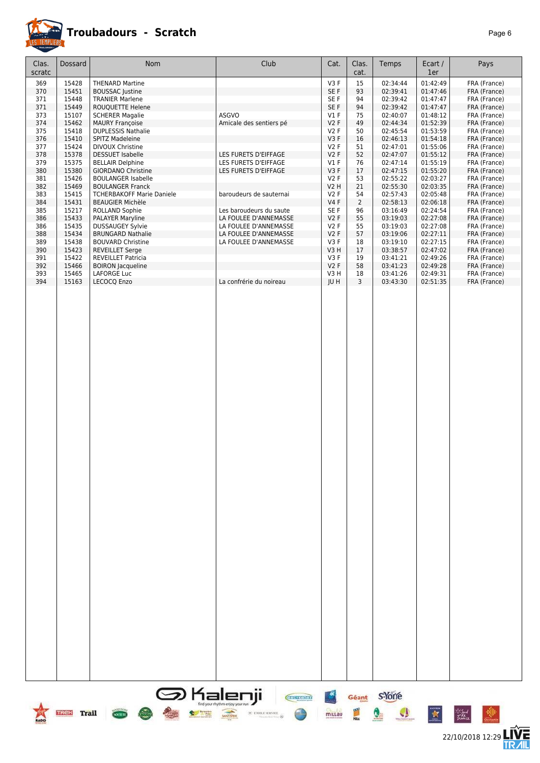# Troubadours - Scratch

| Clas. scratc | Dossard | Nom | Club | Cat. | Clas. cat. | Temps | Ecart / 1er | Pays |
|---|---|---|---|---|---|---|---|---|
| 369 | 15428 | THENARD Martine | | V3 F | 15 | 02:34:44 | 01:42:49 | FRA (France) |
| 370 | 15451 | BOUSSAC Justine | | SE F | 93 | 02:39:41 | 01:47:46 | FRA (France) |
| 371 | 15448 | TRANIER Marlene | | SE F | 94 | 02:39:42 | 01:47:47 | FRA (France) |
| 371 | 15449 | ROUQUETTE Helene | | SE F | 94 | 02:39:42 | 01:47:47 | FRA (France) |
| 373 | 15107 | SCHERER Magalie | ASGVO | V1 F | 75 | 02:40:07 | 01:48:12 | FRA (France) |
| 374 | 15462 | MAURY Françoise | Amicale des sentiers pé | V2 F | 49 | 02:44:34 | 01:52:39 | FRA (France) |
| 375 | 15418 | DUPLESSIS Nathalie | | V2 F | 50 | 02:45:54 | 01:53:59 | FRA (France) |
| 376 | 15410 | SPITZ Madeleine | | V3 F | 16 | 02:46:13 | 01:54:18 | FRA (France) |
| 377 | 15424 | DIVOUX Christine | | V2 F | 51 | 02:47:01 | 01:55:06 | FRA (France) |
| 378 | 15378 | DESSUET Isabelle | LES FURETS D'EIFFAGE | V2 F | 52 | 02:47:07 | 01:55:12 | FRA (France) |
| 379 | 15375 | BELLAIR Delphine | LES FURETS D'EIFFAGE | V1 F | 76 | 02:47:14 | 01:55:19 | FRA (France) |
| 380 | 15380 | GIORDANO Christine | LES FURETS D'EIFFAGE | V3 F | 17 | 02:47:15 | 01:55:20 | FRA (France) |
| 381 | 15426 | BOULANGER Isabelle | | V2 F | 53 | 02:55:22 | 02:03:27 | FRA (France) |
| 382 | 15469 | BOULANGER Franck | | V2 H | 21 | 02:55:30 | 02:03:35 | FRA (France) |
| 383 | 15415 | TCHERBAKOFF Marie Daniele | baroudeurs de sauternai | V2 F | 54 | 02:57:43 | 02:05:48 | FRA (France) |
| 384 | 15431 | BEAUGIER Michèle | | V4 F | 2 | 02:58:13 | 02:06:18 | FRA (France) |
| 385 | 15217 | ROLLAND Sophie | Les baroudeurs du saute | SE F | 96 | 03:16:49 | 02:24:54 | FRA (France) |
| 386 | 15433 | PALAYER Maryline | LA FOULEE D'ANNEMASSE | V2 F | 55 | 03:19:03 | 02:27:08 | FRA (France) |
| 386 | 15435 | DUSSAUGEY Sylvie | LA FOULEE D'ANNEMASSE | V2 F | 55 | 03:19:03 | 02:27:08 | FRA (France) |
| 388 | 15434 | BRUNGARD Nathalie | LA FOULEE D'ANNEMASSE | V2 F | 57 | 03:19:06 | 02:27:11 | FRA (France) |
| 389 | 15438 | BOUVARD Christine | LA FOULEE D'ANNEMASSE | V3 F | 18 | 03:19:10 | 02:27:15 | FRA (France) |
| 390 | 15423 | REVEILLET Serge | | V3 H | 17 | 03:38:57 | 02:47:02 | FRA (France) |
| 391 | 15422 | REVEILLET Patricia | | V3 F | 19 | 03:41:21 | 02:49:26 | FRA (France) |
| 392 | 15466 | BOIRON Jacqueline | | V2 F | 58 | 03:41:23 | 02:49:28 | FRA (France) |
| 393 | 15465 | LAFORGE Luc | | V3 H | 18 | 03:41:26 | 02:49:31 | FRA (France) |
| 394 | 15163 | LECOCQ Enzo | La confrérie du noireau | JU H | 3 | 03:43:30 | 02:51:35 | FRA (France) |

22/10/2018 12:29